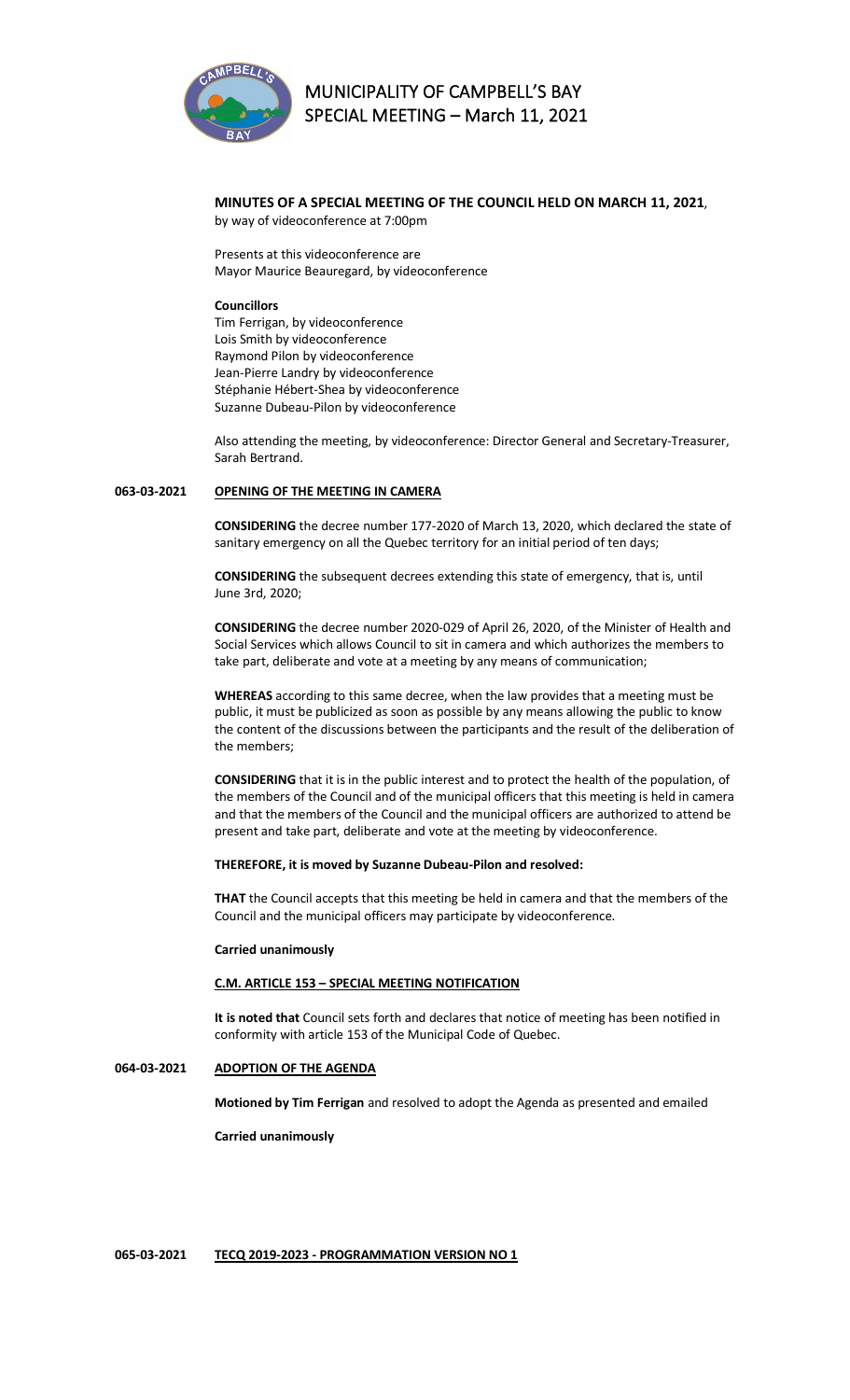**MINUTES OF A SPECIAL MEETING OF THE COUNCIL HELD ON MARCH 11, 2021**, by way of videoconference at 7:00pm

Presents at this videoconference are
Mayor Maurice Beauregard, by videoconference

**Councillors**
Tim Ferrigan, by videoconference
Lois Smith by videoconference
Raymond Pilon by videoconference
Jean-Pierre Landry by videoconference
Stéphanie Hébert-Shea by videoconference
Suzanne Dubeau-Pilon by videoconference

Also attending the meeting, by videoconference: Director General and Secretary-Treasurer, Sarah Bertrand.

## 063-03-2021 OPENING OF THE MEETING IN CAMERA

**CONSIDERING** the decree number 177-2020 of March 13, 2020, which declared the state of sanitary emergency on all the Quebec territory for an initial period of ten days;

**CONSIDERING** the subsequent decrees extending this state of emergency, that is, until June 3rd, 2020;

**CONSIDERING** the decree number 2020-029 of April 26, 2020, of the Minister of Health and Social Services which allows Council to sit in camera and which authorizes the members to take part, deliberate and vote at a meeting by any means of communication;

**WHEREAS** according to this same decree, when the law provides that a meeting must be public, it must be publicized as soon as possible by any means allowing the public to know the content of the discussions between the participants and the result of the deliberation of the members;

**CONSIDERING** that it is in the public interest and to protect the health of the population, of the members of the Council and of the municipal officers that this meeting is held in camera and that the members of the Council and the municipal officers are authorized to attend be present and take part, deliberate and vote at the meeting by videoconference.

**THEREFORE, it is moved by Suzanne Dubeau-Pilon and resolved:**

**THAT** the Council accepts that this meeting be held in camera and that the members of the Council and the municipal officers may participate by videoconference.

**Carried unanimously**

**C.M. ARTICLE 153 – SPECIAL MEETING NOTIFICATION**

**It is noted that** Council sets forth and declares that notice of meeting has been notified in conformity with article 153 of the Municipal Code of Quebec.

## 064-03-2021 ADOPTION OF THE AGENDA

**Motioned by Tim Ferrigan** and resolved to adopt the Agenda as presented and emailed

**Carried unanimously**

## 065-03-2021 TECQ 2019-2023 - PROGRAMMATION VERSION NO 1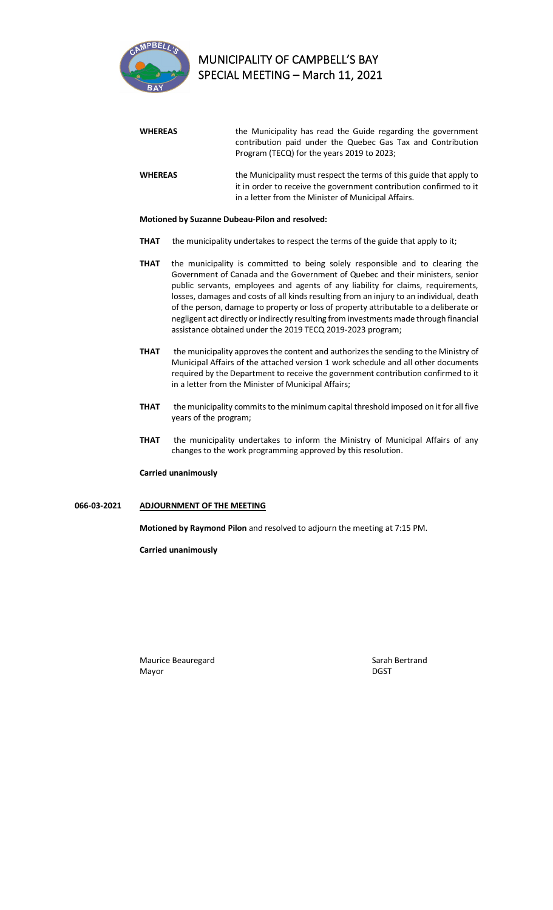**WHEREAS** the Municipality has read the Guide regarding the government contribution paid under the Quebec Gas Tax and Contribution Program (TECQ) for the years 2019 to 2023;

**WHEREAS** the Municipality must respect the terms of this guide that apply to it in order to receive the government contribution confirmed to it in a letter from the Minister of Municipal Affairs.

**Motioned by Suzanne Dubeau-Pilon and resolved:**

**THAT** the municipality undertakes to respect the terms of the guide that apply to it;

**THAT** the municipality is committed to being solely responsible and to clearing the Government of Canada and the Government of Quebec and their ministers, senior public servants, employees and agents of any liability for claims, requirements, losses, damages and costs of all kinds resulting from an injury to an individual, death of the person, damage to property or loss of property attributable to a deliberate or negligent act directly or indirectly resulting from investments made through financial assistance obtained under the 2019 TECQ 2019-2023 program;

**THAT** the municipality approves the content and authorizes the sending to the Ministry of Municipal Affairs of the attached version 1 work schedule and all other documents required by the Department to receive the government contribution confirmed to it in a letter from the Minister of Municipal Affairs;

**THAT** the municipality commits to the minimum capital threshold imposed on it for all five years of the program;

**THAT** the municipality undertakes to inform the Ministry of Municipal Affairs of any changes to the work programming approved by this resolution.

**Carried unanimously**

**066-03-2021** **ADJOURNMENT OF THE MEETING**

**Motioned by Raymond Pilon** and resolved to adjourn the meeting at 7:15 PM.

**Carried unanimously**

Maurice Beauregard
Mayor

Sarah Bertrand
DGST